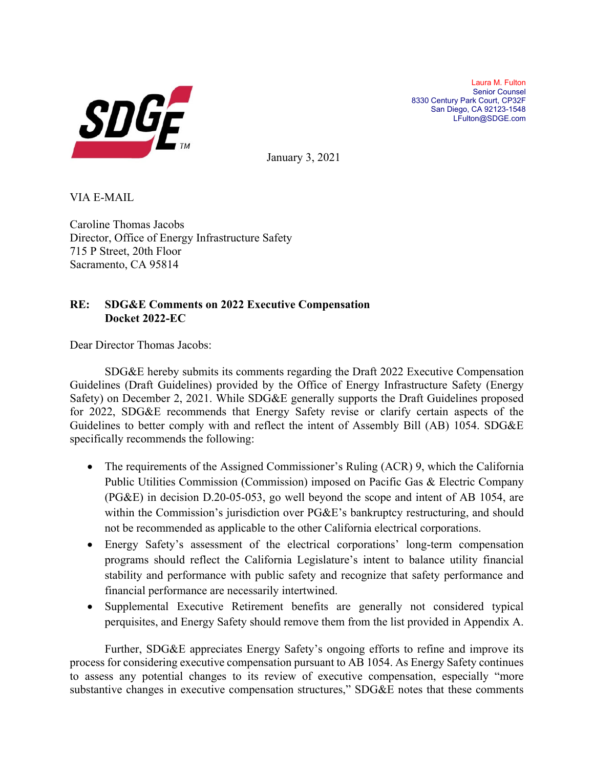Laura M. Fulton
Senior Counsel
8330 Century Park Court, CP32F
San Diego, CA 92123-1548
LFulton@SDGE.com

January 3, 2021

VIA E-MAIL

Caroline Thomas Jacobs
Director, Office of Energy Infrastructure Safety
715 P Street, 20th Floor
Sacramento, CA 95814

**RE: SDG&E Comments on 2022 Executive Compensation Docket 2022-EC**

Dear Director Thomas Jacobs:

SDG&E hereby submits its comments regarding the Draft 2022 Executive Compensation Guidelines (Draft Guidelines) provided by the Office of Energy Infrastructure Safety (Energy Safety) on December 2, 2021. While SDG&E generally supports the Draft Guidelines proposed for 2022, SDG&E recommends that Energy Safety revise or clarify certain aspects of the Guidelines to better comply with and reflect the intent of Assembly Bill (AB) 1054. SDG&E specifically recommends the following:

- The requirements of the Assigned Commissioner's Ruling (ACR) 9, which the California Public Utilities Commission (Commission) imposed on Pacific Gas & Electric Company (PG&E) in decision D.20-05-053, go well beyond the scope and intent of AB 1054, are within the Commission's jurisdiction over PG&E's bankruptcy restructuring, and should not be recommended as applicable to the other California electrical corporations.
- Energy Safety's assessment of the electrical corporations' long-term compensation programs should reflect the California Legislature's intent to balance utility financial stability and performance with public safety and recognize that safety performance and financial performance are necessarily intertwined.
- Supplemental Executive Retirement benefits are generally not considered typical perquisites, and Energy Safety should remove them from the list provided in Appendix A.

Further, SDG&E appreciates Energy Safety's ongoing efforts to refine and improve its process for considering executive compensation pursuant to AB 1054. As Energy Safety continues to assess any potential changes to its review of executive compensation, especially "more substantive changes in executive compensation structures," SDG&E notes that these comments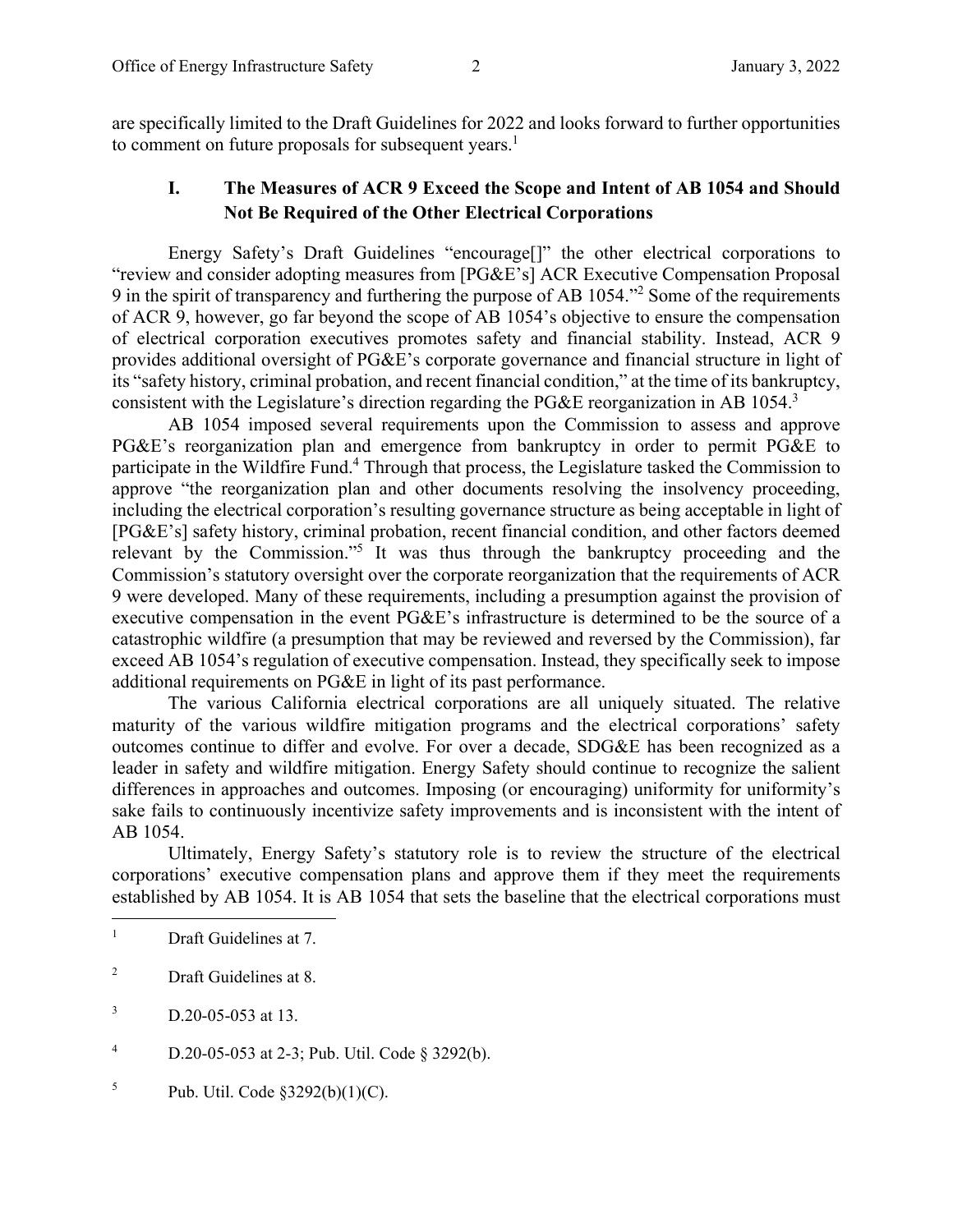are specifically limited to the Draft Guidelines for 2022 and looks forward to further opportunities to comment on future proposals for subsequent years.[1]

## I. The Measures of ACR 9 Exceed the Scope and Intent of AB 1054 and Should Not Be Required of the Other Electrical Corporations

Energy Safety's Draft Guidelines "encourage[]" the other electrical corporations to "review and consider adopting measures from [PG&E's] ACR Executive Compensation Proposal 9 in the spirit of transparency and furthering the purpose of AB 1054."[2] Some of the requirements of ACR 9, however, go far beyond the scope of AB 1054's objective to ensure the compensation of electrical corporation executives promotes safety and financial stability. Instead, ACR 9 provides additional oversight of PG&E's corporate governance and financial structure in light of its "safety history, criminal probation, and recent financial condition," at the time of its bankruptcy, consistent with the Legislature's direction regarding the PG&E reorganization in AB 1054.[3]

AB 1054 imposed several requirements upon the Commission to assess and approve PG&E's reorganization plan and emergence from bankruptcy in order to permit PG&E to participate in the Wildfire Fund.[4] Through that process, the Legislature tasked the Commission to approve "the reorganization plan and other documents resolving the insolvency proceeding, including the electrical corporation's resulting governance structure as being acceptable in light of [PG&E's] safety history, criminal probation, recent financial condition, and other factors deemed relevant by the Commission."[5] It was thus through the bankruptcy proceeding and the Commission's statutory oversight over the corporate reorganization that the requirements of ACR 9 were developed. Many of these requirements, including a presumption against the provision of executive compensation in the event PG&E's infrastructure is determined to be the source of a catastrophic wildfire (a presumption that may be reviewed and reversed by the Commission), far exceed AB 1054's regulation of executive compensation. Instead, they specifically seek to impose additional requirements on PG&E in light of its past performance.

The various California electrical corporations are all uniquely situated. The relative maturity of the various wildfire mitigation programs and the electrical corporations' safety outcomes continue to differ and evolve. For over a decade, SDG&E has been recognized as a leader in safety and wildfire mitigation. Energy Safety should continue to recognize the salient differences in approaches and outcomes. Imposing (or encouraging) uniformity for uniformity's sake fails to continuously incentivize safety improvements and is inconsistent with the intent of AB 1054.

Ultimately, Energy Safety's statutory role is to review the structure of the electrical corporations' executive compensation plans and approve them if they meet the requirements established by AB 1054. It is AB 1054 that sets the baseline that the electrical corporations must

---

[1] Draft Guidelines at 7.

[2] Draft Guidelines at 8.

[3] D.20-05-053 at 13.

[4] D.20-05-053 at 2-3; Pub. Util. Code § 3292(b).

[5] Pub. Util. Code §3292(b)(1)(C).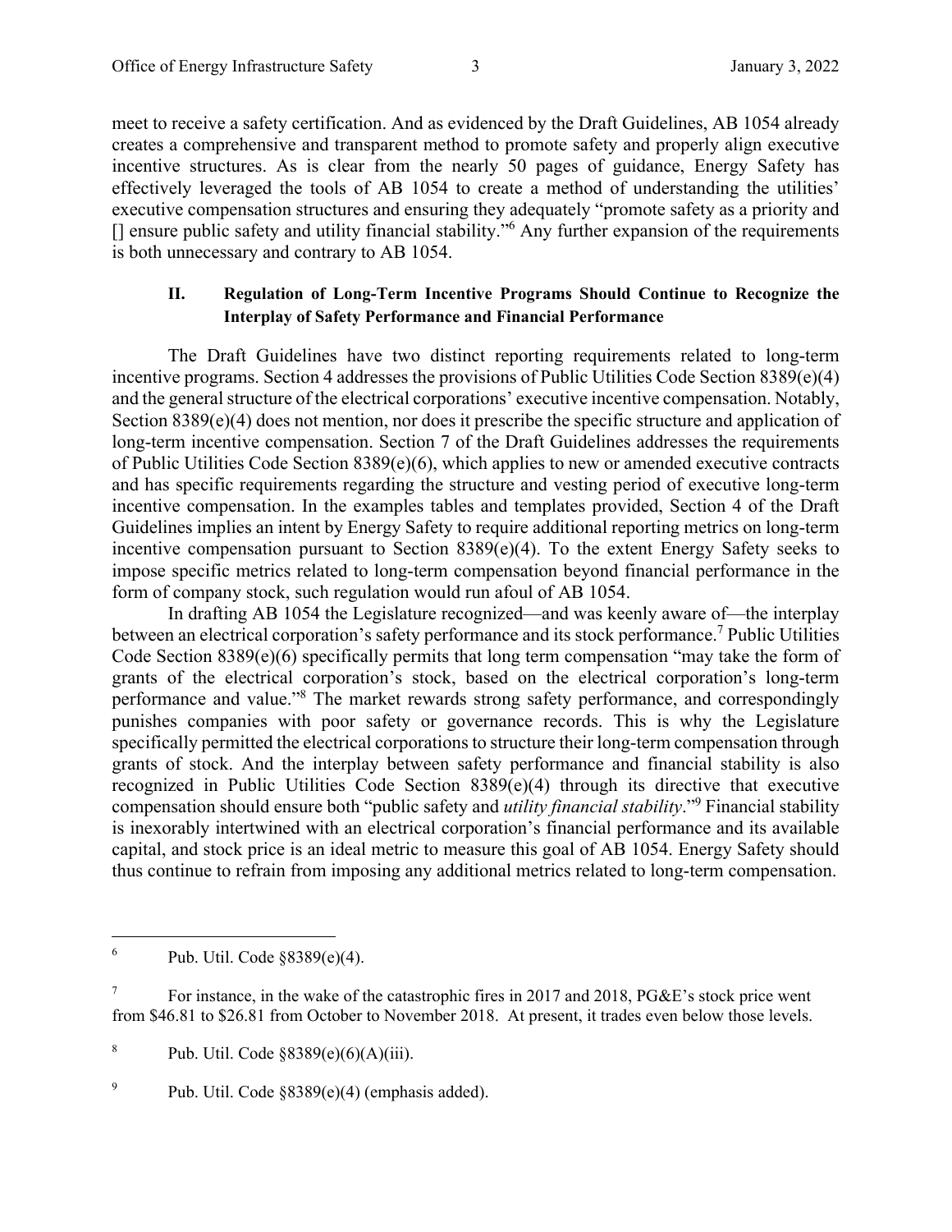meet to receive a safety certification. And as evidenced by the Draft Guidelines, AB 1054 already creates a comprehensive and transparent method to promote safety and properly align executive incentive structures. As is clear from the nearly 50 pages of guidance, Energy Safety has effectively leveraged the tools of AB 1054 to create a method of understanding the utilities' executive compensation structures and ensuring they adequately "promote safety as a priority and [] ensure public safety and utility financial stability."[6] Any further expansion of the requirements is both unnecessary and contrary to AB 1054.

## II. Regulation of Long-Term Incentive Programs Should Continue to Recognize the Interplay of Safety Performance and Financial Performance

The Draft Guidelines have two distinct reporting requirements related to long-term incentive programs. Section 4 addresses the provisions of Public Utilities Code Section 8389(e)(4) and the general structure of the electrical corporations' executive incentive compensation. Notably, Section 8389(e)(4) does not mention, nor does it prescribe the specific structure and application of long-term incentive compensation. Section 7 of the Draft Guidelines addresses the requirements of Public Utilities Code Section 8389(e)(6), which applies to new or amended executive contracts and has specific requirements regarding the structure and vesting period of executive long-term incentive compensation. In the examples tables and templates provided, Section 4 of the Draft Guidelines implies an intent by Energy Safety to require additional reporting metrics on long-term incentive compensation pursuant to Section 8389(e)(4). To the extent Energy Safety seeks to impose specific metrics related to long-term compensation beyond financial performance in the form of company stock, such regulation would run afoul of AB 1054.

In drafting AB 1054 the Legislature recognized—and was keenly aware of—the interplay between an electrical corporation's safety performance and its stock performance.[7] Public Utilities Code Section 8389(e)(6) specifically permits that long term compensation "may take the form of grants of the electrical corporation's stock, based on the electrical corporation's long-term performance and value."[8] The market rewards strong safety performance, and correspondingly punishes companies with poor safety or governance records. This is why the Legislature specifically permitted the electrical corporations to structure their long-term compensation through grants of stock. And the interplay between safety performance and financial stability is also recognized in Public Utilities Code Section 8389(e)(4) through its directive that executive compensation should ensure both "public safety and *utility financial stability*."[9] Financial stability is inexorably intertwined with an electrical corporation's financial performance and its available capital, and stock price is an ideal metric to measure this goal of AB 1054. Energy Safety should thus continue to refrain from imposing any additional metrics related to long-term compensation.

---

[6] Pub. Util. Code §8389(e)(4).

[7] For instance, in the wake of the catastrophic fires in 2017 and 2018, PG&E's stock price went from $46.81 to $26.81 from October to November 2018. At present, it trades even below those levels.

[8] Pub. Util. Code §8389(e)(6)(A)(iii).

[9] Pub. Util. Code §8389(e)(4) (emphasis added).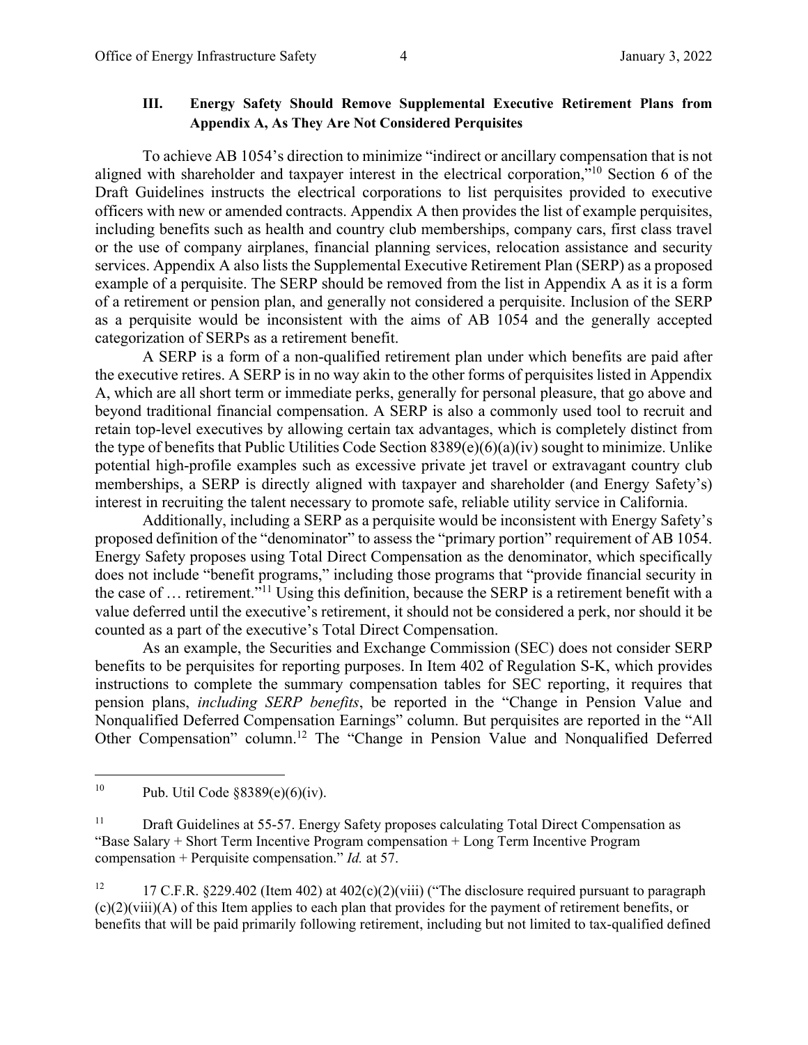### III. Energy Safety Should Remove Supplemental Executive Retirement Plans from Appendix A, As They Are Not Considered Perquisites

To achieve AB 1054's direction to minimize "indirect or ancillary compensation that is not aligned with shareholder and taxpayer interest in the electrical corporation,"[10] Section 6 of the Draft Guidelines instructs the electrical corporations to list perquisites provided to executive officers with new or amended contracts. Appendix A then provides the list of example perquisites, including benefits such as health and country club memberships, company cars, first class travel or the use of company airplanes, financial planning services, relocation assistance and security services. Appendix A also lists the Supplemental Executive Retirement Plan (SERP) as a proposed example of a perquisite. The SERP should be removed from the list in Appendix A as it is a form of a retirement or pension plan, and generally not considered a perquisite. Inclusion of the SERP as a perquisite would be inconsistent with the aims of AB 1054 and the generally accepted categorization of SERPs as a retirement benefit.

A SERP is a form of a non-qualified retirement plan under which benefits are paid after the executive retires. A SERP is in no way akin to the other forms of perquisites listed in Appendix A, which are all short term or immediate perks, generally for personal pleasure, that go above and beyond traditional financial compensation. A SERP is also a commonly used tool to recruit and retain top-level executives by allowing certain tax advantages, which is completely distinct from the type of benefits that Public Utilities Code Section 8389(e)(6)(a)(iv) sought to minimize. Unlike potential high-profile examples such as excessive private jet travel or extravagant country club memberships, a SERP is directly aligned with taxpayer and shareholder (and Energy Safety's) interest in recruiting the talent necessary to promote safe, reliable utility service in California.

Additionally, including a SERP as a perquisite would be inconsistent with Energy Safety's proposed definition of the "denominator" to assess the "primary portion" requirement of AB 1054. Energy Safety proposes using Total Direct Compensation as the denominator, which specifically does not include "benefit programs," including those programs that "provide financial security in the case of … retirement."[11] Using this definition, because the SERP is a retirement benefit with a value deferred until the executive's retirement, it should not be considered a perk, nor should it be counted as a part of the executive's Total Direct Compensation.

As an example, the Securities and Exchange Commission (SEC) does not consider SERP benefits to be perquisites for reporting purposes. In Item 402 of Regulation S-K, which provides instructions to complete the summary compensation tables for SEC reporting, it requires that pension plans, *including SERP benefits*, be reported in the "Change in Pension Value and Nonqualified Deferred Compensation Earnings" column. But perquisites are reported in the "All Other Compensation" column.[12] The "Change in Pension Value and Nonqualified Deferred

---

[10] Pub. Util Code §8389(e)(6)(iv).

[11] Draft Guidelines at 55-57. Energy Safety proposes calculating Total Direct Compensation as "Base Salary + Short Term Incentive Program compensation + Long Term Incentive Program compensation + Perquisite compensation." *Id.* at 57.

[12] 17 C.F.R. §229.402 (Item 402) at 402(c)(2)(viii) ("The disclosure required pursuant to paragraph (c)(2)(viii)(A) of this Item applies to each plan that provides for the payment of retirement benefits, or benefits that will be paid primarily following retirement, including but not limited to tax-qualified defined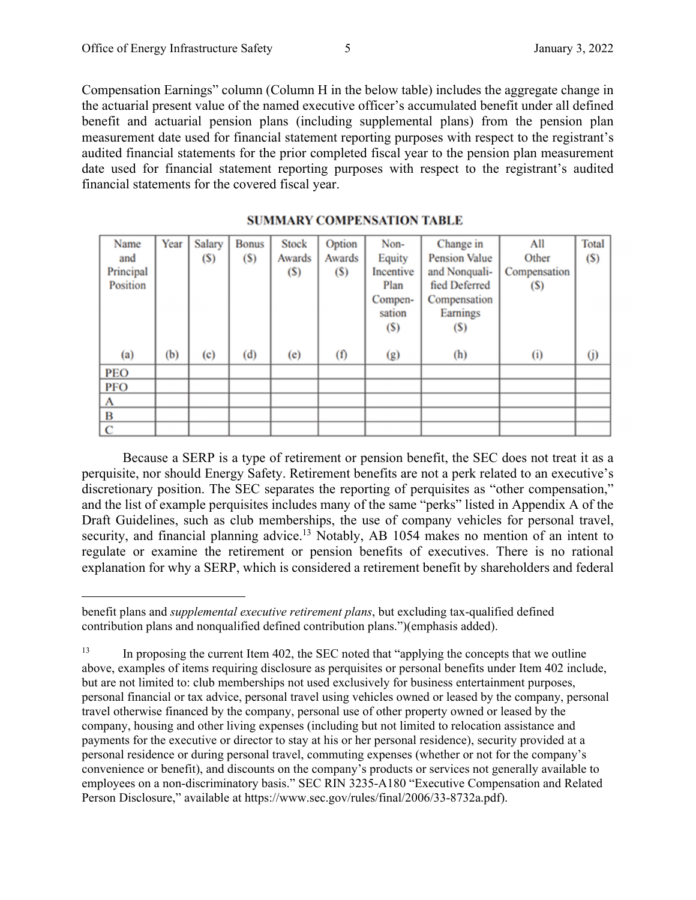Compensation Earnings" column (Column H in the below table) includes the aggregate change in the actuarial present value of the named executive officer's accumulated benefit under all defined benefit and actuarial pension plans (including supplemental plans) from the pension plan measurement date used for financial statement reporting purposes with respect to the registrant's audited financial statements for the prior completed fiscal year to the pension plan measurement date used for financial statement reporting purposes with respect to the registrant's audited financial statements for the covered fiscal year.

**SUMMARY COMPENSATION TABLE**

| Name and Principal Position | Year | Salary ($) | Bonus ($) | Stock Awards ($) | Option Awards ($) | Non-Equity Incentive Plan Compensation ($) | Change in Pension Value and Nonqualified Deferred Compensation Earnings ($) | All Other Compensation ($) | Total ($) |
|---|---|---|---|---|---|---|---|---|---|
| (a) | (b) | (c) | (d) | (e) | (f) | (g) | (h) | (i) | (j) |
| PEO | | | | | | | | | |
| PFO | | | | | | | | | |
| A | | | | | | | | | |
| B | | | | | | | | | |
| C | | | | | | | | | |

Because a SERP is a type of retirement or pension benefit, the SEC does not treat it as a perquisite, nor should Energy Safety. Retirement benefits are not a perk related to an executive's discretionary position. The SEC separates the reporting of perquisites as "other compensation," and the list of example perquisites includes many of the same "perks" listed in Appendix A of the Draft Guidelines, such as club memberships, the use of company vehicles for personal travel, security, and financial planning advice.[13] Notably, AB 1054 makes no mention of an intent to regulate or examine the retirement or pension benefits of executives. There is no rational explanation for why a SERP, which is considered a retirement benefit by shareholders and federal

---

benefit plans and *supplemental executive retirement plans*, but excluding tax-qualified defined contribution plans and nonqualified defined contribution plans.")(emphasis added).

[13] In proposing the current Item 402, the SEC noted that "applying the concepts that we outline above, examples of items requiring disclosure as perquisites or personal benefits under Item 402 include, but are not limited to: club memberships not used exclusively for business entertainment purposes, personal financial or tax advice, personal travel using vehicles owned or leased by the company, personal travel otherwise financed by the company, personal use of other property owned or leased by the company, housing and other living expenses (including but not limited to relocation assistance and payments for the executive or director to stay at his or her personal residence), security provided at a personal residence or during personal travel, commuting expenses (whether or not for the company's convenience or benefit), and discounts on the company's products or services not generally available to employees on a non-discriminatory basis." SEC RIN 3235-A180 "Executive Compensation and Related Person Disclosure," available at https://www.sec.gov/rules/final/2006/33-8732a.pdf).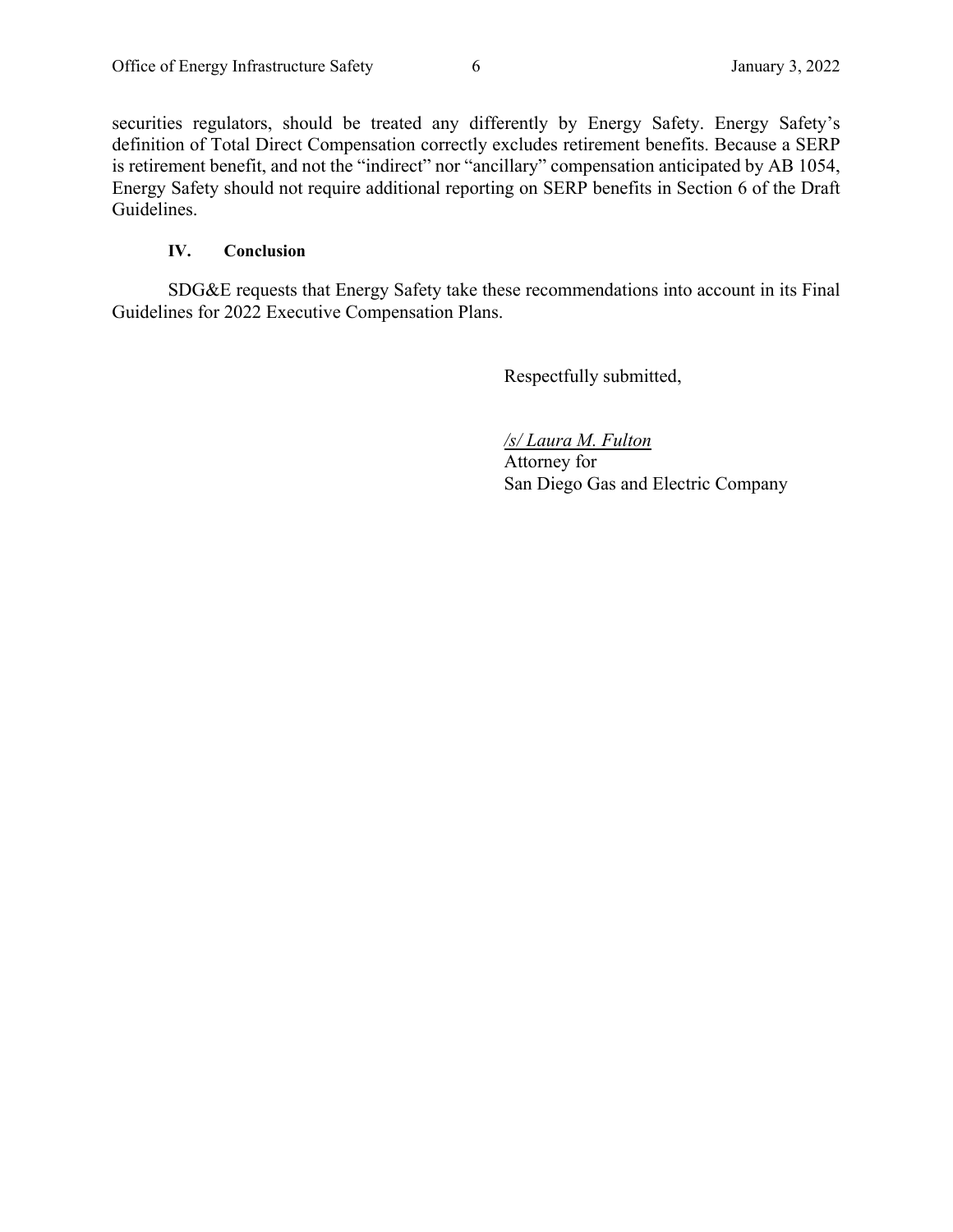securities regulators, should be treated any differently by Energy Safety. Energy Safety's definition of Total Direct Compensation correctly excludes retirement benefits. Because a SERP is retirement benefit, and not the "indirect" nor "ancillary" compensation anticipated by AB 1054, Energy Safety should not require additional reporting on SERP benefits in Section 6 of the Draft Guidelines.

## IV. Conclusion

SDG&E requests that Energy Safety take these recommendations into account in its Final Guidelines for 2022 Executive Compensation Plans.

Respectfully submitted,

*/s/ Laura M. Fulton*
Attorney for
San Diego Gas and Electric Company